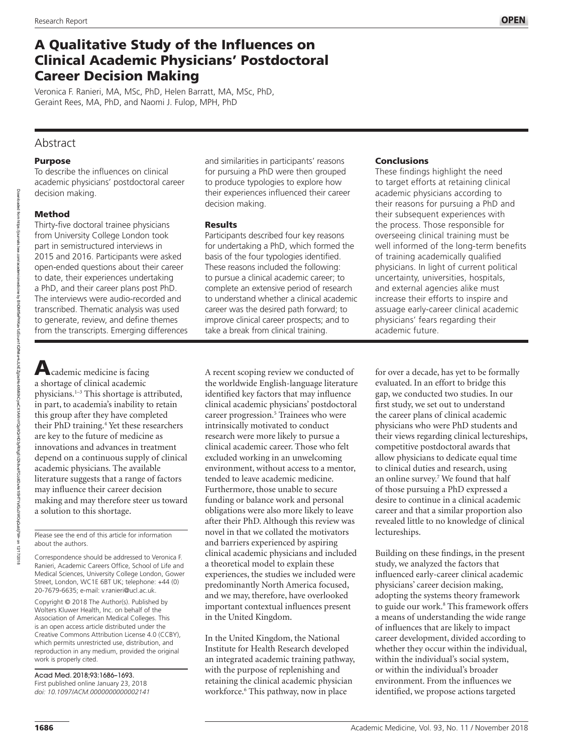# A Qualitative Study of the Influences on Clinical Academic Physicians' Postdoctoral Career Decision Making

Veronica F. Ranieri, MA, MSc, PhD, Helen Barratt, MA, MSc, PhD, Geraint Rees, MA, PhD, and Naomi J. Fulop, MPH, PhD

## Abstract

### Purpose

To describe the influences on clinical academic physicians' postdoctoral career decision making.

### Method

Thirty-five doctoral trainee physicians from University College London took part in semistructured interviews in 2015 and 2016. Participants were asked open-ended questions about their career to date, their experiences undertaking a PhD, and their career plans post PhD. The interviews were audio-recorded and transcribed. Thematic analysis was used to generate, review, and define themes from the transcripts. Emerging differences and similarities in participants' reasons for pursuing a PhD were then grouped to produce typologies to explore how their experiences influenced their career decision making.

### Results

Participants described four key reasons for undertaking a PhD, which formed the basis of the four typologies identified. These reasons included the following: to pursue a clinical academic career; to complete an extensive period of research to understand whether a clinical academic career was the desired path forward; to improve clinical career prospects; and to take a break from clinical training.

### Conclusions

These findings highlight the need to target efforts at retaining clinical academic physicians according to their reasons for pursuing a PhD and their subsequent experiences with the process. Those responsible for overseeing clinical training must be well informed of the long-term benefits of training academically qualified physicians. In light of current political uncertainty, universities, hospitals, and external agencies alike must increase their efforts to inspire and assuage early-career clinical academic physicians' fears regarding their academic future.

---

Academic medicine is facing a shortage of clinical academic physicians.[1–3] This shortage is attributed, in part, to academia's inability to retain this group after they have completed their PhD training.[4] Yet these researchers are key to the future of medicine as innovations and advances in treatment depend on a continuous supply of clinical academic physicians. The available literature suggests that a range of factors may influence their career decision making and may therefore steer us toward a solution to this shortage.

A recent scoping review we conducted of the worldwide English-language literature identified key factors that may influence clinical academic physicians' postdoctoral career progression.[5] Trainees who were intrinsically motivated to conduct research were more likely to pursue a clinical academic career. Those who felt excluded working in an unwelcoming environment, without access to a mentor, tended to leave academic medicine. Furthermore, those unable to secure funding or balance work and personal obligations were also more likely to leave after their PhD. Although this review was novel in that we collated the motivators and barriers experienced by aspiring clinical academic physicians and included a theoretical model to explain these experiences, the studies we included were predominantly North America focused, and we may, therefore, have overlooked important contextual influences present in the United Kingdom.

In the United Kingdom, the National Institute for Health Research developed an integrated academic training pathway, with the purpose of replenishing and retaining the clinical academic physician workforce.[6] This pathway, now in place for over a decade, has yet to be formally evaluated. In an effort to bridge this gap, we conducted two studies. In our first study, we set out to understand the career plans of clinical academic physicians who were PhD students and their views regarding clinical lectureships, competitive postdoctoral awards that allow physicians to dedicate equal time to clinical duties and research, using an online survey.[7] We found that half of those pursuing a PhD expressed a desire to continue in a clinical academic career and that a similar proportion also revealed little to no knowledge of clinical lectureships.

Building on these findings, in the present study, we analyzed the factors that influenced early-career clinical academic physicians' career decision making, adopting the systems theory framework to guide our work.[8] This framework offers a means of understanding the wide range of influences that are likely to impact career development, divided according to whether they occur within the individual, within the individual's social system, or within the individual's broader environment. From the influences we identified, we propose actions targeted

---

Please see the end of this article for information about the authors.

Correspondence should be addressed to Veronica F. Ranieri, Academic Careers Office, School of Life and Medical Sciences, University College London, Gower Street, London, WC1E 6BT UK; telephone: +44 (0) 20-7679-6635; e-mail: v.ranieri@ucl.ac.uk.

Copyright © 2018 The Author(s). Published by Wolters Kluwer Health, Inc. on behalf of the Association of American Medical Colleges. This is an open access article distributed under the Creative Commons Attribution License 4.0 (CCBY), which permits unrestricted use, distribution, and reproduction in any medium, provided the original work is properly cited.

Acad Med. 2018;93:1686–1693.
First published online January 23, 2018
*doi: 10.1097/ACM.0000000000002141*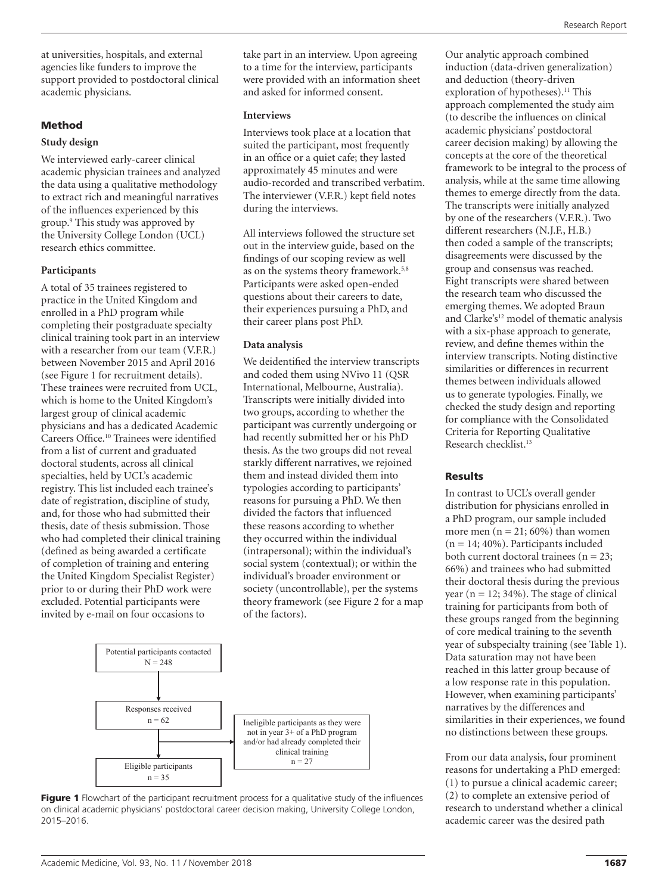at universities, hospitals, and external agencies like funders to improve the support provided to postdoctoral clinical academic physicians.

## Method

### Study design

We interviewed early-career clinical academic physician trainees and analyzed the data using a qualitative methodology to extract rich and meaningful narratives of the influences experienced by this group.[9] This study was approved by the University College London (UCL) research ethics committee.

### Participants

A total of 35 trainees registered to practice in the United Kingdom and enrolled in a PhD program while completing their postgraduate specialty clinical training took part in an interview with a researcher from our team (V.F.R.) between November 2015 and April 2016 (see Figure 1 for recruitment details). These trainees were recruited from UCL, which is home to the United Kingdom's largest group of clinical academic physicians and has a dedicated Academic Careers Office.[10] Trainees were identified from a list of current and graduated doctoral students, across all clinical specialties, held by UCL's academic registry. This list included each trainee's date of registration, discipline of study, and, for those who had submitted their thesis, date of thesis submission. Those who had completed their clinical training (defined as being awarded a certificate of completion of training and entering the United Kingdom Specialist Register) prior to or during their PhD work were excluded. Potential participants were invited by e-mail on four occasions to take part in an interview. Upon agreeing to a time for the interview, participants were provided with an information sheet and asked for informed consent.

### Interviews

Interviews took place at a location that suited the participant, most frequently in an office or a quiet cafe; they lasted approximately 45 minutes and were audio-recorded and transcribed verbatim. The interviewer (V.F.R.) kept field notes during the interviews.

All interviews followed the structure set out in the interview guide, based on the findings of our scoping review as well as on the systems theory framework.[5,8] Participants were asked open-ended questions about their careers to date, their experiences pursuing a PhD, and their career plans post PhD.

### Data analysis

We deidentified the interview transcripts and coded them using NVivo 11 (QSR International, Melbourne, Australia). Transcripts were initially divided into two groups, according to whether the participant was currently undergoing or had recently submitted her or his PhD thesis. As the two groups did not reveal starkly different narratives, we rejoined them and instead divided them into typologies according to participants' reasons for pursuing a PhD. We then divided the factors that influenced these reasons according to whether they occurred within the individual (intrapersonal); within the individual's social system (contextual); or within the individual's broader environment or society (uncontrollable), per the systems theory framework (see Figure 2 for a map of the factors).

Our analytic approach combined induction (data-driven generalization) and deduction (theory-driven exploration of hypotheses).[11] This approach complemented the study aim (to describe the influences on clinical academic physicians' postdoctoral career decision making) by allowing the concepts at the core of the theoretical framework to be integral to the process of analysis, while at the same time allowing themes to emerge directly from the data. The transcripts were initially analyzed by one of the researchers (V.F.R.). Two different researchers (N.J.F., H.B.) then coded a sample of the transcripts; disagreements were discussed by the group and consensus was reached. Eight transcripts were shared between the research team who discussed the emerging themes. We adopted Braun and Clarke's[12] model of thematic analysis with a six-phase approach to generate, review, and define themes within the interview transcripts. Noting distinctive similarities or differences in recurrent themes between individuals allowed us to generate typologies. Finally, we checked the study design and reporting for compliance with the Consolidated Criteria for Reporting Qualitative Research checklist.[13]

## Results

In contrast to UCL's overall gender distribution for physicians enrolled in a PhD program, our sample included more men (n = 21; 60%) than women (n = 14; 40%). Participants included both current doctoral trainees (n = 23; 66%) and trainees who had submitted their doctoral thesis during the previous year (n = 12; 34%). The stage of clinical training for participants from both of these groups ranged from the beginning of core medical training to the seventh year of subspecialty training (see Table 1). Data saturation may not have been reached in this latter group because of a low response rate in this population. However, when examining participants' narratives by the differences and similarities in their experiences, we found no distinctions between these groups.

From our data analysis, four prominent reasons for undertaking a PhD emerged: (1) to pursue a clinical academic career; (2) to complete an extensive period of research to understand whether a clinical academic career was the desired path

Potential participants contacted N = 248 → Responses received n = 62 → Eligible participants n = 35

Ineligible participants as they were not in year 3+ of a PhD program and/or had already completed their clinical training n = 27

**Figure 1** Flowchart of the participant recruitment process for a qualitative study of the influences on clinical academic physicians' postdoctoral career decision making, University College London, 2015–2016.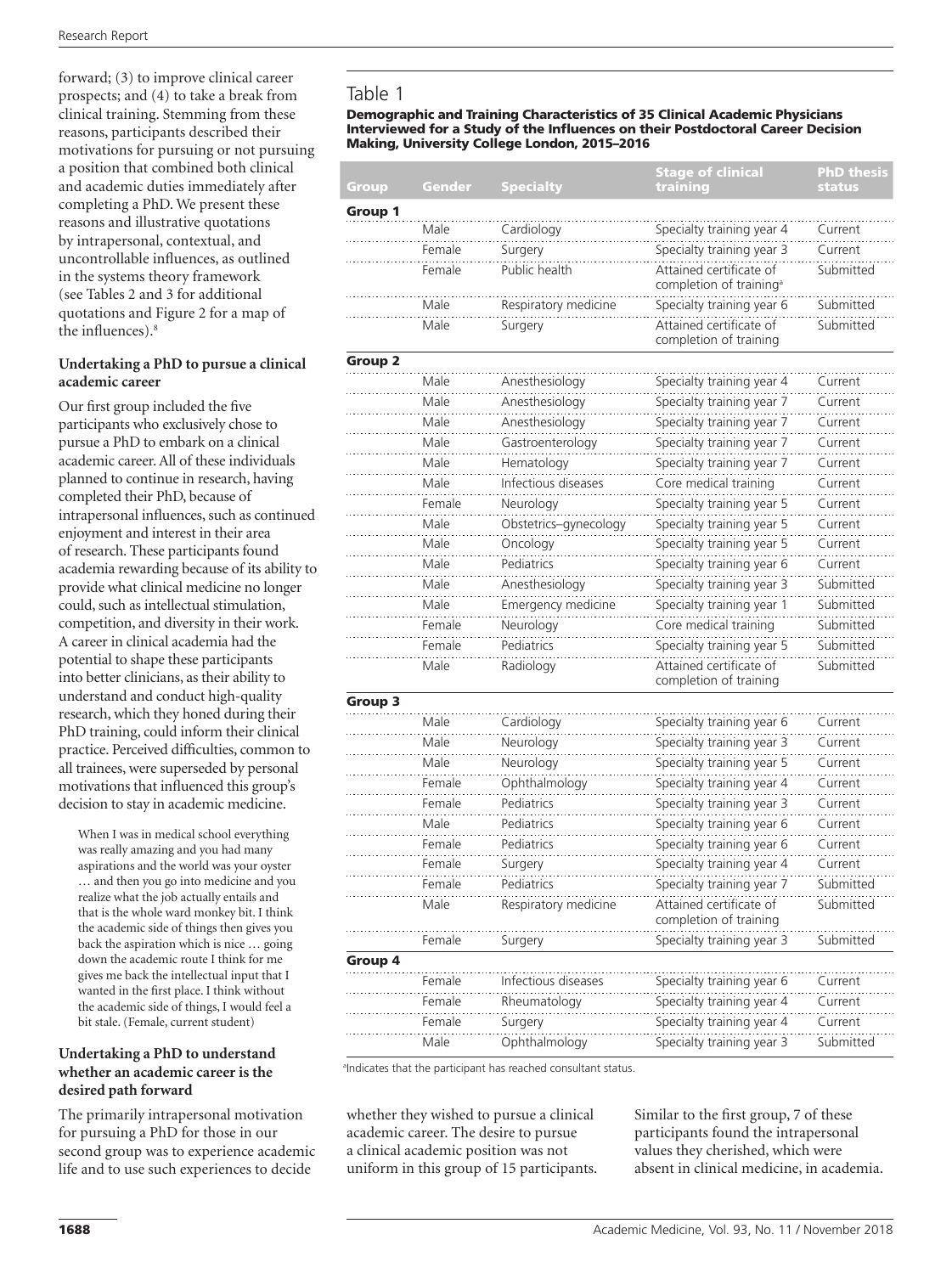forward; (3) to improve clinical career prospects; and (4) to take a break from clinical training. Stemming from these reasons, participants described their motivations for pursuing or not pursuing a position that combined both clinical and academic duties immediately after completing a PhD. We present these reasons and illustrative quotations by intrapersonal, contextual, and uncontrollable influences, as outlined in the systems theory framework (see Tables 2 and 3 for additional quotations and Figure 2 for a map of the influences).[8]

#### Undertaking a PhD to pursue a clinical academic career

Our first group included the five participants who exclusively chose to pursue a PhD to embark on a clinical academic career. All of these individuals planned to continue in research, having completed their PhD, because of intrapersonal influences, such as continued enjoyment and interest in their area of research. These participants found academia rewarding because of its ability to provide what clinical medicine no longer could, such as intellectual stimulation, competition, and diversity in their work. A career in clinical academia had the potential to shape these participants into better clinicians, as their ability to understand and conduct high-quality research, which they honed during their PhD training, could inform their clinical practice. Perceived difficulties, common to all trainees, were superseded by personal motivations that influenced this group's decision to stay in academic medicine.

> When I was in medical school everything was really amazing and you had many aspirations and the world was your oyster … and then you go into medicine and you realize what the job actually entails and that is the whole ward monkey bit. I think the academic side of things then gives you back the aspiration which is nice … going down the academic route I think for me gives me back the intellectual input that I wanted in the first place. I think without the academic side of things, I would feel a bit stale. (Female, current student)

#### Undertaking a PhD to understand whether an academic career is the desired path forward

The primarily intrapersonal motivation for pursuing a PhD for those in our second group was to experience academic life and to use such experiences to decide whether they wished to pursue a clinical academic career. The desire to pursue a clinical academic position was not uniform in this group of 15 participants. Similar to the first group, 7 of these participants found the intrapersonal values they cherished, which were absent in clinical medicine, in academia.

### Table 1

**Demographic and Training Characteristics of 35 Clinical Academic Physicians Interviewed for a Study of the Influences on their Postdoctoral Career Decision Making, University College London, 2015–2016**

| Group | Gender | Specialty | Stage of clinical training | PhD thesis status |
|---|---|---|---|---|
| **Group 1** | | | | |
| | Male | Cardiology | Specialty training year 4 | Current |
| | Female | Surgery | Specialty training year 3 | Current |
| | Female | Public health | Attained certificate of completion of training[a] | Submitted |
| | Male | Respiratory medicine | Specialty training year 6 | Submitted |
| | Male | Surgery | Attained certificate of completion of training | Submitted |
| **Group 2** | | | | |
| | Male | Anesthesiology | Specialty training year 4 | Current |
| | Male | Anesthesiology | Specialty training year 7 | Current |
| | Male | Anesthesiology | Specialty training year 7 | Current |
| | Male | Gastroenterology | Specialty training year 7 | Current |
| | Male | Hematology | Specialty training year 7 | Current |
| | Male | Infectious diseases | Core medical training | Current |
| | Female | Neurology | Specialty training year 5 | Current |
| | Male | Obstetrics–gynecology | Specialty training year 5 | Current |
| | Male | Oncology | Specialty training year 5 | Current |
| | Male | Pediatrics | Specialty training year 6 | Current |
| | Male | Anesthesiology | Specialty training year 3 | Submitted |
| | Male | Emergency medicine | Specialty training year 1 | Submitted |
| | Female | Neurology | Core medical training | Submitted |
| | Female | Pediatrics | Specialty training year 5 | Submitted |
| | Male | Radiology | Attained certificate of completion of training | Submitted |
| **Group 3** | | | | |
| | Male | Cardiology | Specialty training year 6 | Current |
| | Male | Neurology | Specialty training year 3 | Current |
| | Male | Neurology | Specialty training year 5 | Current |
| | Female | Ophthalmology | Specialty training year 4 | Current |
| | Female | Pediatrics | Specialty training year 3 | Current |
| | Male | Pediatrics | Specialty training year 6 | Current |
| | Female | Pediatrics | Specialty training year 6 | Current |
| | Female | Surgery | Specialty training year 4 | Current |
| | Female | Pediatrics | Specialty training year 7 | Submitted |
| | Male | Respiratory medicine | Attained certificate of completion of training | Submitted |
| | Female | Surgery | Specialty training year 3 | Submitted |
| **Group 4** | | | | |
| | Female | Infectious diseases | Specialty training year 6 | Current |
| | Female | Rheumatology | Specialty training year 4 | Current |
| | Female | Surgery | Specialty training year 4 | Current |
| | Male | Ophthalmology | Specialty training year 3 | Submitted |

[a]Indicates that the participant has reached consultant status.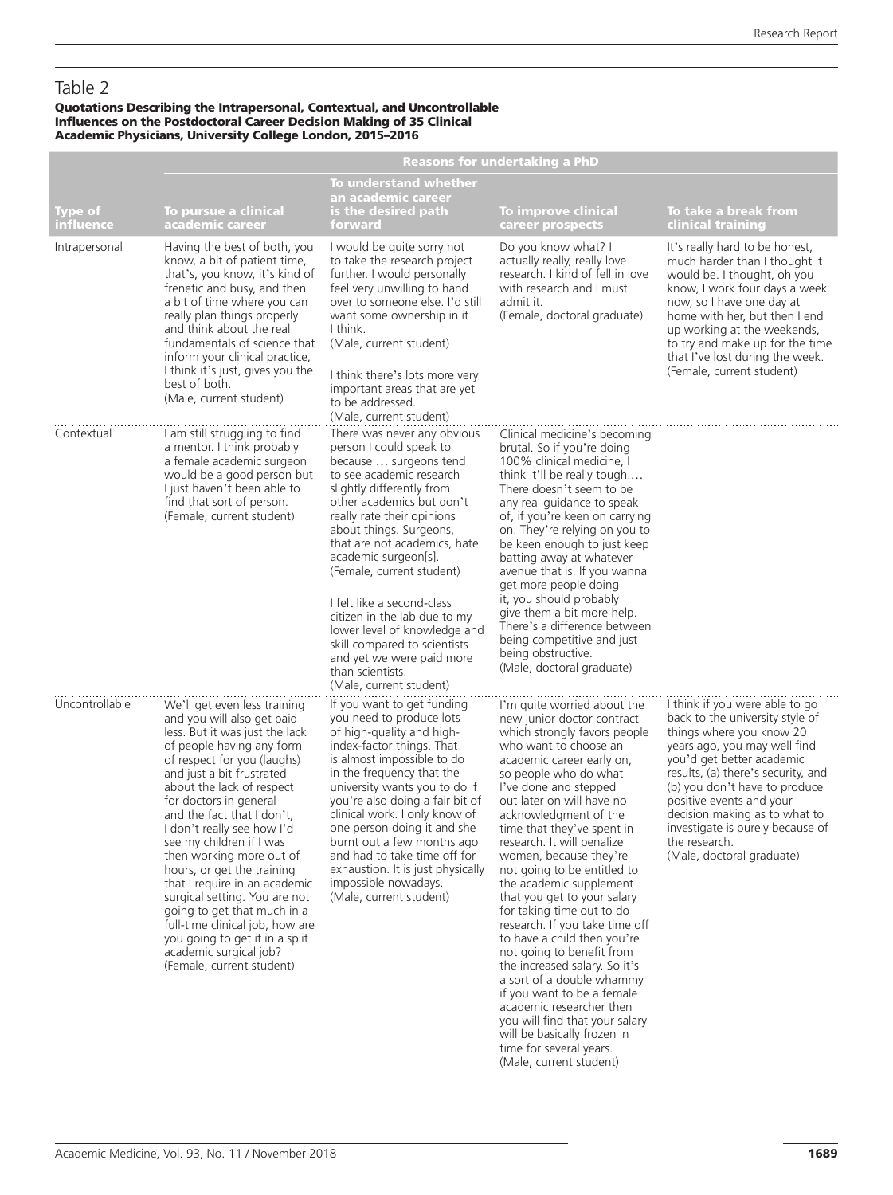## Table 2

**Quotations Describing the Intrapersonal, Contextual, and Uncontrollable Influences on the Postdoctoral Career Decision Making of 35 Clinical Academic Physicians, University College London, 2015–2016**

| Type of influence | Reasons for undertaking a PhD | | | |
|---|---|---|---|---|
| | To pursue a clinical academic career | To understand whether an academic career is the desired path forward | To improve clinical career prospects | To take a break from clinical training |
| Intrapersonal | Having the best of both, you know, a bit of patient time, that's, you know, it's kind of frenetic and busy, and then a bit of time where you can really plan things properly and think about the real fundamentals of science that inform your clinical practice, I think it's just, gives you the best of both. (Male, current student) | I would be quite sorry not to take the research project further. I would personally feel very unwilling to hand over to someone else. I'd still want some ownership in it I think. (Male, current student)<br><br>I think there's lots more very important areas that are yet to be addressed. (Male, current student) | Do you know what? I actually really, really love research. I kind of fell in love with research and I must admit it. (Female, doctoral graduate) | It's really hard to be honest, much harder than I thought it would be. I thought, oh you know, I work four days a week now, so I have one day at home with her, but then I end up working at the weekends, to try and make up for the time that I've lost during the week. (Female, current student) |
| Contextual | I am still struggling to find a mentor. I think probably a female academic surgeon would be a good person but I just haven't been able to find that sort of person. (Female, current student) | There was never any obvious person I could speak to because … surgeons tend to see academic research slightly differently from other academics but don't really rate their opinions about things. Surgeons, that are not academics, hate academic surgeon[s]. (Female, current student)<br><br>I felt like a second-class citizen in the lab due to my lower level of knowledge and skill compared to scientists and yet we were paid more than scientists. (Male, current student) | Clinical medicine's becoming brutal. So if you're doing 100% clinical medicine, I think it'll be really tough.… There doesn't seem to be any real guidance to speak of, if you're keen on carrying on. They're relying on you to be keen enough to just keep batting away at whatever avenue that is. If you wanna get more people doing it, you should probably give them a bit more help. There's a difference between being competitive and just being obstructive. (Male, doctoral graduate) | |
| Uncontrollable | We'll get even less training and you will also get paid less. But it was just the lack of people having any form of respect for you (laughs) and just a bit frustrated about the lack of respect for doctors in general and the fact that I don't, I don't really see how I'd see my children if I was then working more out of hours, or get the training that I require in an academic surgical setting. You are not going to get that much in a full-time clinical job, how are you going to get it in a split academic surgical job? (Female, current student) | If you want to get funding you need to produce lots of high-quality and high-index-factor things. That is almost impossible to do in the frequency that the university wants you to do if you're also doing a fair bit of clinical work. I only know of one person doing it and she burnt out a few months ago and had to take time off for exhaustion. It is just physically impossible nowadays. (Male, current student) | I'm quite worried about the new junior doctor contract which strongly favors people who want to choose an academic career early on, so people who do what I've done and stepped out later on will have no acknowledgment of the time that they've spent in research. It will penalize women, because they're not going to be entitled to the academic supplement that you get to your salary for taking time out to do research. If you take time off to have a child then you're not going to benefit from the increased salary. So it's a sort of a double whammy if you want to be a female academic researcher then you will find that your salary will be basically frozen in time for several years. (Male, current student) | I think if you were able to go back to the university style of things where you know 20 years ago, you may well find you'd get better academic results, (a) there's security, and (b) you don't have to produce positive events and your decision making as to what to investigate is purely because of the research. (Male, doctoral graduate) |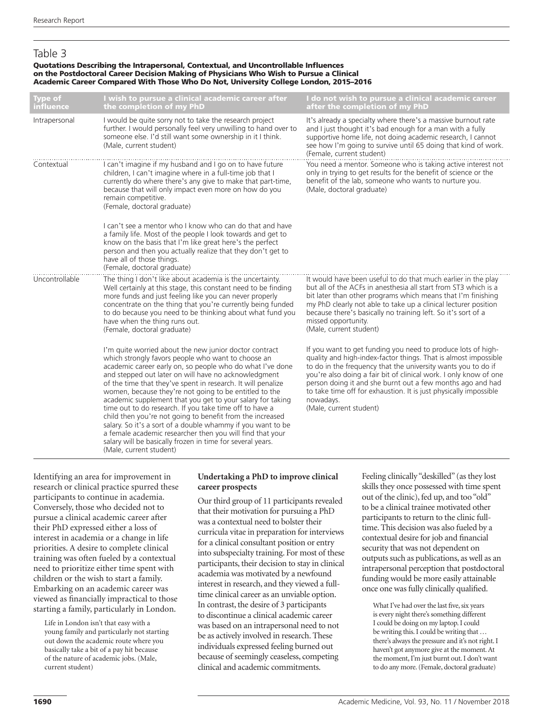## Table 3

**Quotations Describing the Intrapersonal, Contextual, and Uncontrollable Influences on the Postdoctoral Career Decision Making of Physicians Who Wish to Pursue a Clinical Academic Career Compared With Those Who Do Not, University College London, 2015–2016**

| Type of influence | I wish to pursue a clinical academic career after the completion of my PhD | I do not wish to pursue a clinical academic career after the completion of my PhD |
|---|---|---|
| Intrapersonal | I would be quite sorry not to take the research project further. I would personally feel very unwilling to hand over to someone else. I'd still want some ownership in it I think. (Male, current student) | It's already a specialty where there's a massive burnout rate and I just thought it's bad enough for a man with a fully supportive home life, not doing academic research, I cannot see how I'm going to survive until 65 doing that kind of work. (Female, current student) |
| Contextual | I can't imagine if my husband and I go on to have future children, I can't imagine where in a full-time job that I currently do where there's any give to make that part-time, because that will only impact even more on how do you remain competitive. (Female, doctoral graduate) | You need a mentor. Someone who is taking active interest not only in trying to get results for the benefit of science or the benefit of the lab, someone who wants to nurture you. (Male, doctoral graduate) |
| | I can't see a mentor who I know who can do that and have a family life. Most of the people I look towards and get to know on the basis that I'm like great here's the perfect person and then you actually realize that they don't get to have all of those things. (Female, doctoral graduate) | |
| Uncontrollable | The thing I don't like about academia is the uncertainty. Well certainly at this stage, this constant need to be finding more funds and just feeling like you can never properly concentrate on the thing that you're currently being funded to do because you need to be thinking about what fund you have when the thing runs out. (Female, doctoral graduate) | It would have been useful to do that much earlier in the play but all of the ACFs in anesthesia all start from ST3 which is a bit later than other programs which means that I'm finishing my PhD clearly not able to take up a clinical lecturer position because there's basically no training left. So it's sort of a missed opportunity. (Male, current student) |
| | I'm quite worried about the new junior doctor contract which strongly favors people who want to choose an academic career early on, so people who do what I've done and stepped out later on will have no acknowledgment of the time that they've spent in research. It will penalize women, because they're not going to be entitled to the academic supplement that you get to your salary for taking time out to do research. If you take time off to have a child then you're not going to benefit from the increased salary. So it's a sort of a double whammy if you want to be a female academic researcher then you will find that your salary will be basically frozen in time for several years. (Male, current student) | If you want to get funding you need to produce lots of high-quality and high-index-factor things. That is almost impossible to do in the frequency that the university wants you to do if you're also doing a fair bit of clinical work. I only know of one person doing it and she burnt out a few months ago and had to take time off for exhaustion. It is just physically impossible nowadays. (Male, current student) |

Identifying an area for improvement in research or clinical practice spurred these participants to continue in academia. Conversely, those who decided not to pursue a clinical academic career after their PhD expressed either a loss of interest in academia or a change in life priorities. A desire to complete clinical training was often fueled by a contextual need to prioritize either time spent with children or the wish to start a family. Embarking on an academic career was viewed as financially impractical to those starting a family, particularly in London.

> Life in London isn't that easy with a young family and particularly not starting out down the academic route where you basically take a bit of a pay hit because of the nature of academic jobs. (Male, current student)

### Undertaking a PhD to improve clinical career prospects

Our third group of 11 participants revealed that their motivation for pursuing a PhD was a contextual need to bolster their curricula vitae in preparation for interviews for a clinical consultant position or entry into subspecialty training. For most of these participants, their decision to stay in clinical academia was motivated by a newfound interest in research, and they viewed a full-time clinical career as an unviable option. In contrast, the desire of 3 participants to discontinue a clinical academic career was based on an intrapersonal need to not be as actively involved in research. These individuals expressed feeling burned out because of seemingly ceaseless, competing clinical and academic commitments.

Feeling clinically "deskilled" (as they lost skills they once possessed with time spent out of the clinic), fed up, and too "old" to be a clinical trainee motivated other participants to return to the clinic full-time. This decision was also fueled by a contextual desire for job and financial security that was not dependent on outputs such as publications, as well as an intrapersonal perception that postdoctoral funding would be more easily attainable once one was fully clinically qualified.

> What I've had over the last five, six years is every night there's something different I could be doing on my laptop. I could be writing this. I could be writing that … there's always the pressure and it's not right. I haven't got anymore give at the moment. At the moment, I'm just burnt out. I don't want to do any more. (Female, doctoral graduate)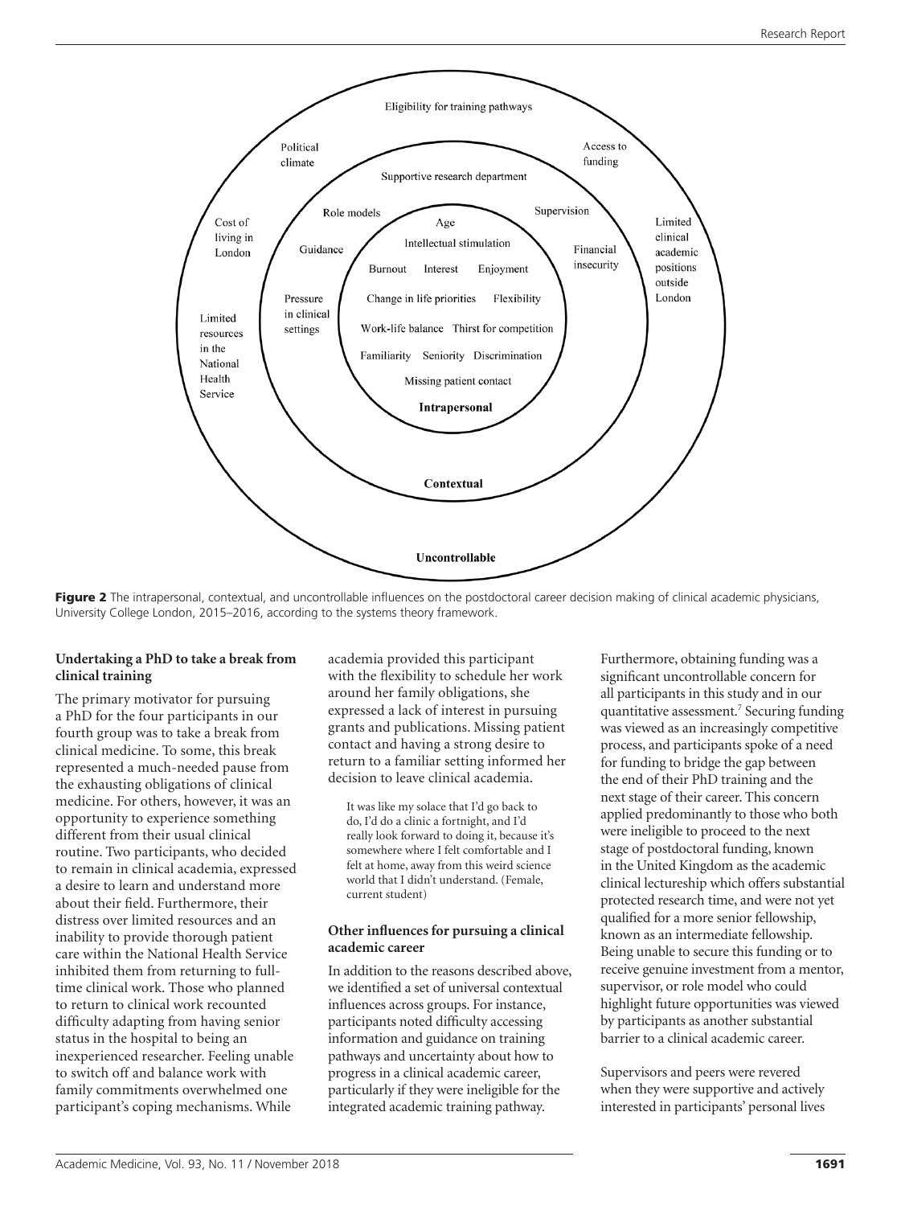**Figure 2** The intrapersonal, contextual, and uncontrollable influences on the postdoctoral career decision making of clinical academic physicians, University College London, 2015–2016, according to the systems theory framework.

### Undertaking a PhD to take a break from clinical training

The primary motivator for pursuing a PhD for the four participants in our fourth group was to take a break from clinical medicine. To some, this break represented a much-needed pause from the exhausting obligations of clinical medicine. For others, however, it was an opportunity to experience something different from their usual clinical routine. Two participants, who decided to remain in clinical academia, expressed a desire to learn and understand more about their field. Furthermore, their distress over limited resources and an inability to provide thorough patient care within the National Health Service inhibited them from returning to full-time clinical work. Those who planned to return to clinical work recounted difficulty adapting from having senior status in the hospital to being an inexperienced researcher. Feeling unable to switch off and balance work with family commitments overwhelmed one participant's coping mechanisms. While academia provided this participant with the flexibility to schedule her work around her family obligations, she expressed a lack of interest in pursuing grants and publications. Missing patient contact and having a strong desire to return to a familiar setting informed her decision to leave clinical academia.

> It was like my solace that I'd go back to do, I'd do a clinic a fortnight, and I'd really look forward to doing it, because it's somewhere where I felt comfortable and I felt at home, away from this weird science world that I didn't understand. (Female, current student)

### Other influences for pursuing a clinical academic career

In addition to the reasons described above, we identified a set of universal contextual influences across groups. For instance, participants noted difficulty accessing information and guidance on training pathways and uncertainty about how to progress in a clinical academic career, particularly if they were ineligible for the integrated academic training pathway.

Furthermore, obtaining funding was a significant uncontrollable concern for all participants in this study and in our quantitative assessment.[7] Securing funding was viewed as an increasingly competitive process, and participants spoke of a need for funding to bridge the gap between the end of their PhD training and the next stage of their career. This concern applied predominantly to those who both were ineligible to proceed to the next stage of postdoctoral funding, known in the United Kingdom as the academic clinical lectureship which offers substantial protected research time, and were not yet qualified for a more senior fellowship, known as an intermediate fellowship. Being unable to secure this funding or to receive genuine investment from a mentor, supervisor, or role model who could highlight future opportunities was viewed by participants as another substantial barrier to a clinical academic career.

Supervisors and peers were revered when they were supportive and actively interested in participants' personal lives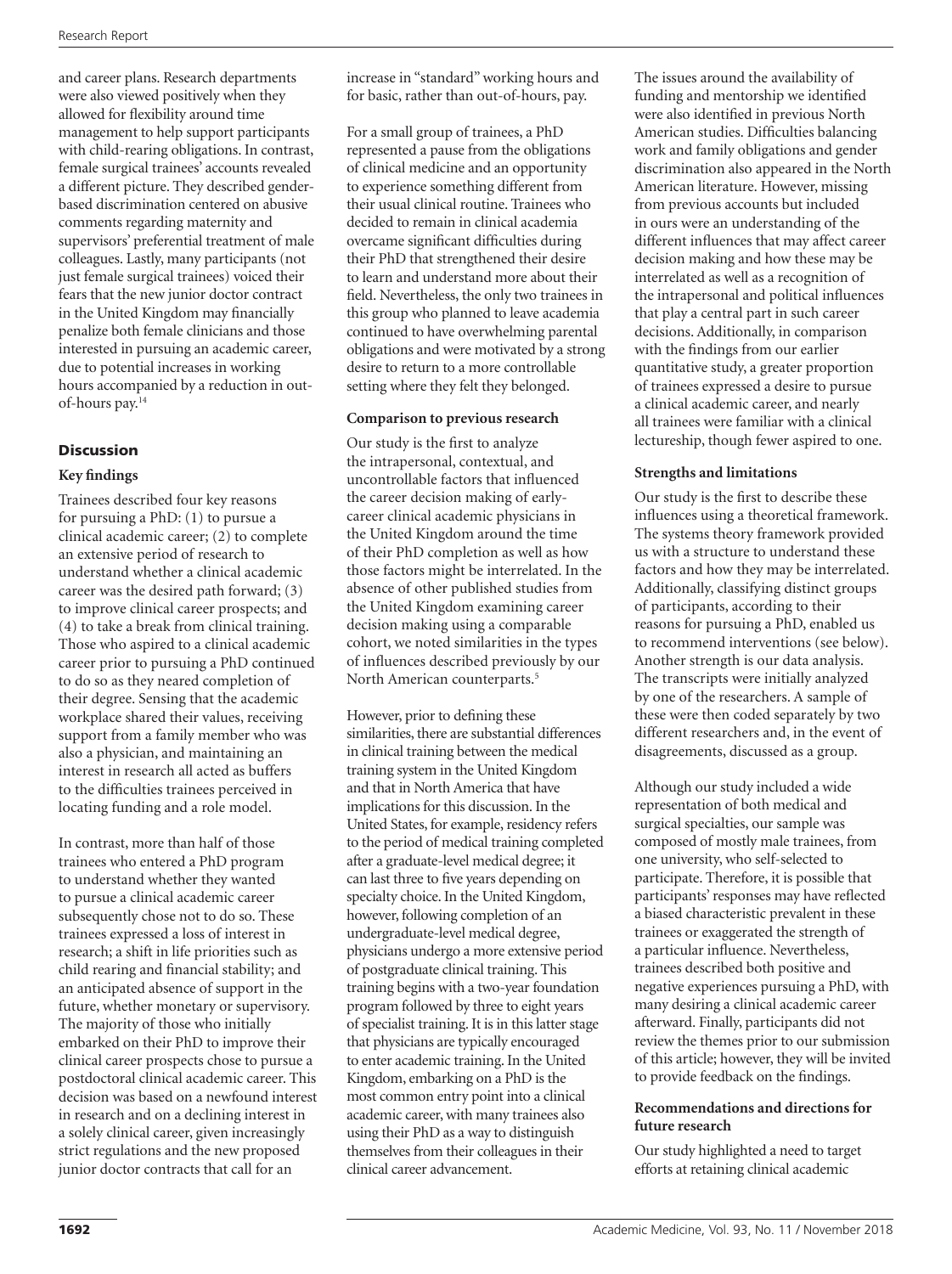and career plans. Research departments were also viewed positively when they allowed for flexibility around time management to help support participants with child-rearing obligations. In contrast, female surgical trainees' accounts revealed a different picture. They described gender-based discrimination centered on abusive comments regarding maternity and supervisors' preferential treatment of male colleagues. Lastly, many participants (not just female surgical trainees) voiced their fears that the new junior doctor contract in the United Kingdom may financially penalize both female clinicians and those interested in pursuing an academic career, due to potential increases in working hours accompanied by a reduction in out-of-hours pay.[14]

## Discussion

### Key findings

Trainees described four key reasons for pursuing a PhD: (1) to pursue a clinical academic career; (2) to complete an extensive period of research to understand whether a clinical academic career was the desired path forward; (3) to improve clinical career prospects; and (4) to take a break from clinical training. Those who aspired to a clinical academic career prior to pursuing a PhD continued to do so as they neared completion of their degree. Sensing that the academic workplace shared their values, receiving support from a family member who was also a physician, and maintaining an interest in research all acted as buffers to the difficulties trainees perceived in locating funding and a role model.

In contrast, more than half of those trainees who entered a PhD program to understand whether they wanted to pursue a clinical academic career subsequently chose not to do so. These trainees expressed a loss of interest in research; a shift in life priorities such as child rearing and financial stability; and an anticipated absence of support in the future, whether monetary or supervisory. The majority of those who initially embarked on their PhD to improve their clinical career prospects chose to pursue a postdoctoral clinical academic career. This decision was based on a newfound interest in research and on a declining interest in a solely clinical career, given increasingly strict regulations and the new proposed junior doctor contracts that call for an increase in "standard" working hours and for basic, rather than out-of-hours, pay.

For a small group of trainees, a PhD represented a pause from the obligations of clinical medicine and an opportunity to experience something different from their usual clinical routine. Trainees who decided to remain in clinical academia overcame significant difficulties during their PhD that strengthened their desire to learn and understand more about their field. Nevertheless, the only two trainees in this group who planned to leave academia continued to have overwhelming parental obligations and were motivated by a strong desire to return to a more controllable setting where they felt they belonged.

### Comparison to previous research

Our study is the first to analyze the intrapersonal, contextual, and uncontrollable factors that influenced the career decision making of early-career clinical academic physicians in the United Kingdom around the time of their PhD completion as well as how those factors might be interrelated. In the absence of other published studies from the United Kingdom examining career decision making using a comparable cohort, we noted similarities in the types of influences described previously by our North American counterparts.[5]

However, prior to defining these similarities, there are substantial differences in clinical training between the medical training system in the United Kingdom and that in North America that have implications for this discussion. In the United States, for example, residency refers to the period of medical training completed after a graduate-level medical degree; it can last three to five years depending on specialty choice. In the United Kingdom, however, following completion of an undergraduate-level medical degree, physicians undergo a more extensive period of postgraduate clinical training. This training begins with a two-year foundation program followed by three to eight years of specialist training. It is in this latter stage that physicians are typically encouraged to enter academic training. In the United Kingdom, embarking on a PhD is the most common entry point into a clinical academic career, with many trainees also using their PhD as a way to distinguish themselves from their colleagues in their clinical career advancement.

The issues around the availability of funding and mentorship we identified were also identified in previous North American studies. Difficulties balancing work and family obligations and gender discrimination also appeared in the North American literature. However, missing from previous accounts but included in ours were an understanding of the different influences that may affect career decision making and how these may be interrelated as well as a recognition of the intrapersonal and political influences that play a central part in such career decisions. Additionally, in comparison with the findings from our earlier quantitative study, a greater proportion of trainees expressed a desire to pursue a clinical academic career, and nearly all trainees were familiar with a clinical lectureship, though fewer aspired to one.

### Strengths and limitations

Our study is the first to describe these influences using a theoretical framework. The systems theory framework provided us with a structure to understand these factors and how they may be interrelated. Additionally, classifying distinct groups of participants, according to their reasons for pursuing a PhD, enabled us to recommend interventions (see below). Another strength is our data analysis. The transcripts were initially analyzed by one of the researchers. A sample of these were then coded separately by two different researchers and, in the event of disagreements, discussed as a group.

Although our study included a wide representation of both medical and surgical specialties, our sample was composed of mostly male trainees, from one university, who self-selected to participate. Therefore, it is possible that participants' responses may have reflected a biased characteristic prevalent in these trainees or exaggerated the strength of a particular influence. Nevertheless, trainees described both positive and negative experiences pursuing a PhD, with many desiring a clinical academic career afterward. Finally, participants did not review the themes prior to our submission of this article; however, they will be invited to provide feedback on the findings.

### Recommendations and directions for future research

Our study highlighted a need to target efforts at retaining clinical academic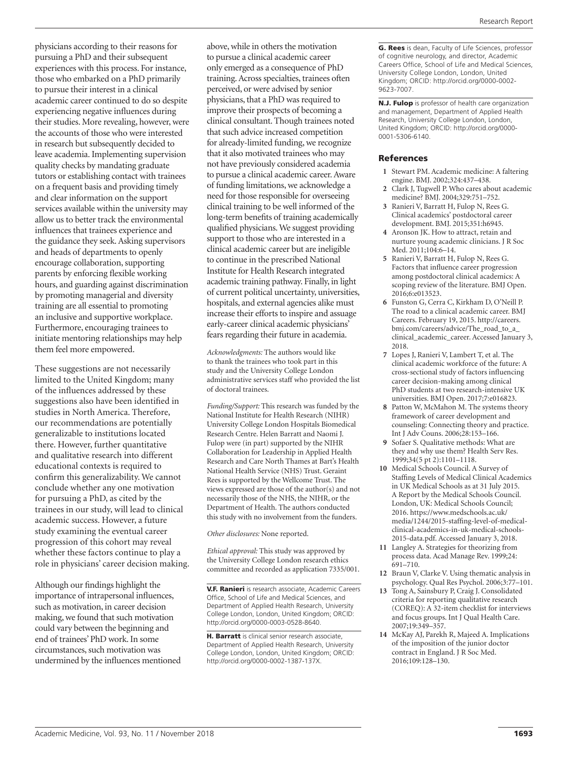physicians according to their reasons for pursuing a PhD and their subsequent experiences with this process. For instance, those who embarked on a PhD primarily to pursue their interest in a clinical academic career continued to do so despite experiencing negative influences during their studies. More revealing, however, were the accounts of those who were interested in research but subsequently decided to leave academia. Implementing supervision quality checks by mandating graduate tutors or establishing contact with trainees on a frequent basis and providing timely and clear information on the support services available within the university may allow us to better track the environmental influences that trainees experience and the guidance they seek. Asking supervisors and heads of departments to openly encourage collaboration, supporting parents by enforcing flexible working hours, and guarding against discrimination by promoting managerial and diversity training are all essential to promoting an inclusive and supportive workplace. Furthermore, encouraging trainees to initiate mentoring relationships may help them feel more empowered.

These suggestions are not necessarily limited to the United Kingdom; many of the influences addressed by these suggestions also have been identified in studies in North America. Therefore, our recommendations are potentially generalizable to institutions located there. However, further quantitative and qualitative research into different educational contexts is required to confirm this generalizability. We cannot conclude whether any one motivation for pursuing a PhD, as cited by the trainees in our study, will lead to clinical academic success. However, a future study examining the eventual career progression of this cohort may reveal whether these factors continue to play a role in physicians' career decision making.

Although our findings highlight the importance of intrapersonal influences, such as motivation, in career decision making, we found that such motivation could vary between the beginning and end of trainees' PhD work. In some circumstances, such motivation was undermined by the influences mentioned above, while in others the motivation to pursue a clinical academic career only emerged as a consequence of PhD training. Across specialties, trainees often perceived, or were advised by senior physicians, that a PhD was required to improve their prospects of becoming a clinical consultant. Though trainees noted that such advice increased competition for already-limited funding, we recognize that it also motivated trainees who may not have previously considered academia to pursue a clinical academic career. Aware of funding limitations, we acknowledge a need for those responsible for overseeing clinical training to be well informed of the long-term benefits of training academically qualified physicians. We suggest providing support to those who are interested in a clinical academic career but are ineligible to continue in the prescribed National Institute for Health Research integrated academic training pathway. Finally, in light of current political uncertainty, universities, hospitals, and external agencies alike must increase their efforts to inspire and assuage early-career clinical academic physicians' fears regarding their future in academia.

*Acknowledgments:* The authors would like to thank the trainees who took part in this study and the University College London administrative services staff who provided the list of doctoral trainees.

*Funding/Support:* This research was funded by the National Institute for Health Research (NIHR) University College London Hospitals Biomedical Research Centre. Helen Barratt and Naomi J. Fulop were (in part) supported by the NIHR Collaboration for Leadership in Applied Health Research and Care North Thames at Bart's Health National Health Service (NHS) Trust. Geraint Rees is supported by the Wellcome Trust. The views expressed are those of the author(s) and not necessarily those of the NHS, the NIHR, or the Department of Health. The authors conducted this study with no involvement from the funders.

*Other disclosures:* None reported.

*Ethical approval:* This study was approved by the University College London research ethics committee and recorded as application 7335/001.

**V.F. Ranieri** is research associate, Academic Careers Office, School of Life and Medical Sciences, and Department of Applied Health Research, University College London, London, United Kingdom; ORCID: http://orcid.org/0000-0003-0528-8640.

**H. Barratt** is clinical senior research associate, Department of Applied Health Research, University College London, London, United Kingdom; ORCID: http://orcid.org/0000-0002-1387-137X.

**G. Rees** is dean, Faculty of Life Sciences, professor of cognitive neurology, and director, Academic Careers Office, School of Life and Medical Sciences, University College London, London, United Kingdom; ORCID: http://orcid.org/0000-0002-9623-7007.

**N.J. Fulop** is professor of health care organization and management, Department of Applied Health Research, University College London, London, United Kingdom; ORCID: http://orcid.org/0000-0001-5306-6140.

## References

1. Stewart PM. Academic medicine: A faltering engine. BMJ. 2002;324:437–438.
2. Clark J, Tugwell P. Who cares about academic medicine? BMJ. 2004;329:751–752.
3. Ranieri V, Barratt H, Fulop N, Rees G. Clinical academics' postdoctoral career development. BMJ. 2015;351:h6945.
4. Aronson JK. How to attract, retain and nurture young academic clinicians. J R Soc Med. 2011;104:6–14.
5. Ranieri V, Barratt H, Fulop N, Rees G. Factors that influence career progression among postdoctoral clinical academics: A scoping review of the literature. BMJ Open. 2016;6:e013523.
6. Funston G, Cerra C, Kirkham D, O'Neill P. The road to a clinical academic career. BMJ Careers. February 19, 2015. http://careers.bmj.com/careers/advice/The_road_to_a_clinical_academic_career. Accessed January 3, 2018.
7. Lopes J, Ranieri V, Lambert T, et al. The clinical academic workforce of the future: A cross-sectional study of factors influencing career decision-making among clinical PhD students at two research-intensive UK universities. BMJ Open. 2017;7:e016823.
8. Patton W, McMahon M. The systems theory framework of career development and counseling: Connecting theory and practice. Int J Adv Couns. 2006;28:153–166.
9. Sofaer S. Qualitative methods: What are they and why use them? Health Serv Res. 1999;34(5 pt 2):1101–1118.
10. Medical Schools Council. A Survey of Staffing Levels of Medical Clinical Academics in UK Medical Schools as at 31 July 2015. A Report by the Medical Schools Council. London, UK: Medical Schools Council; 2016. https://www.medschools.ac.uk/media/1244/2015-staffing-level-of-medical-clinical-academics-in-uk-medical-schools-2015-data.pdf. Accessed January 3, 2018.
11. Langley A. Strategies for theorizing from process data. Acad Manage Rev. 1999;24:691–710.
12. Braun V, Clarke V. Using thematic analysis in psychology. Qual Res Psychol. 2006;3:77–101.
13. Tong A, Sainsbury P, Craig J. Consolidated criteria for reporting qualitative research (COREQ): A 32-item checklist for interviews and focus groups. Int J Qual Health Care. 2007;19:349–357.
14. McKay AJ, Parekh R, Majeed A. Implications of the imposition of the junior doctor contract in England. J R Soc Med. 2016;109:128–130.